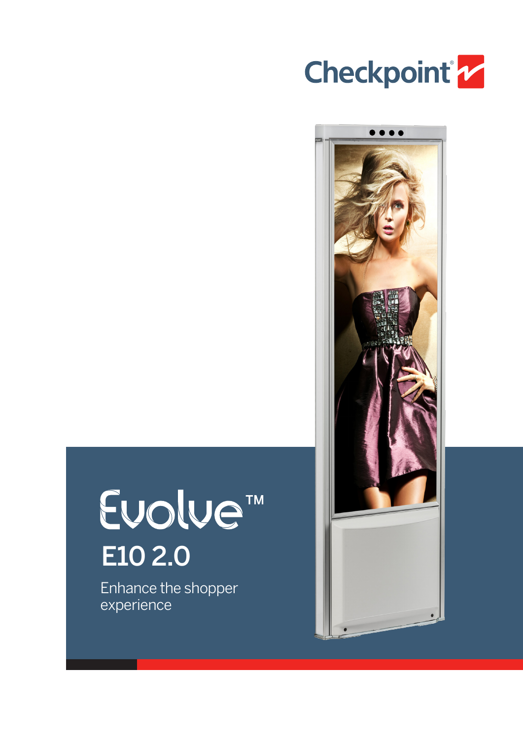Checkpoint®

# Evolve™

## E10 2.0

Enhance the shopper experience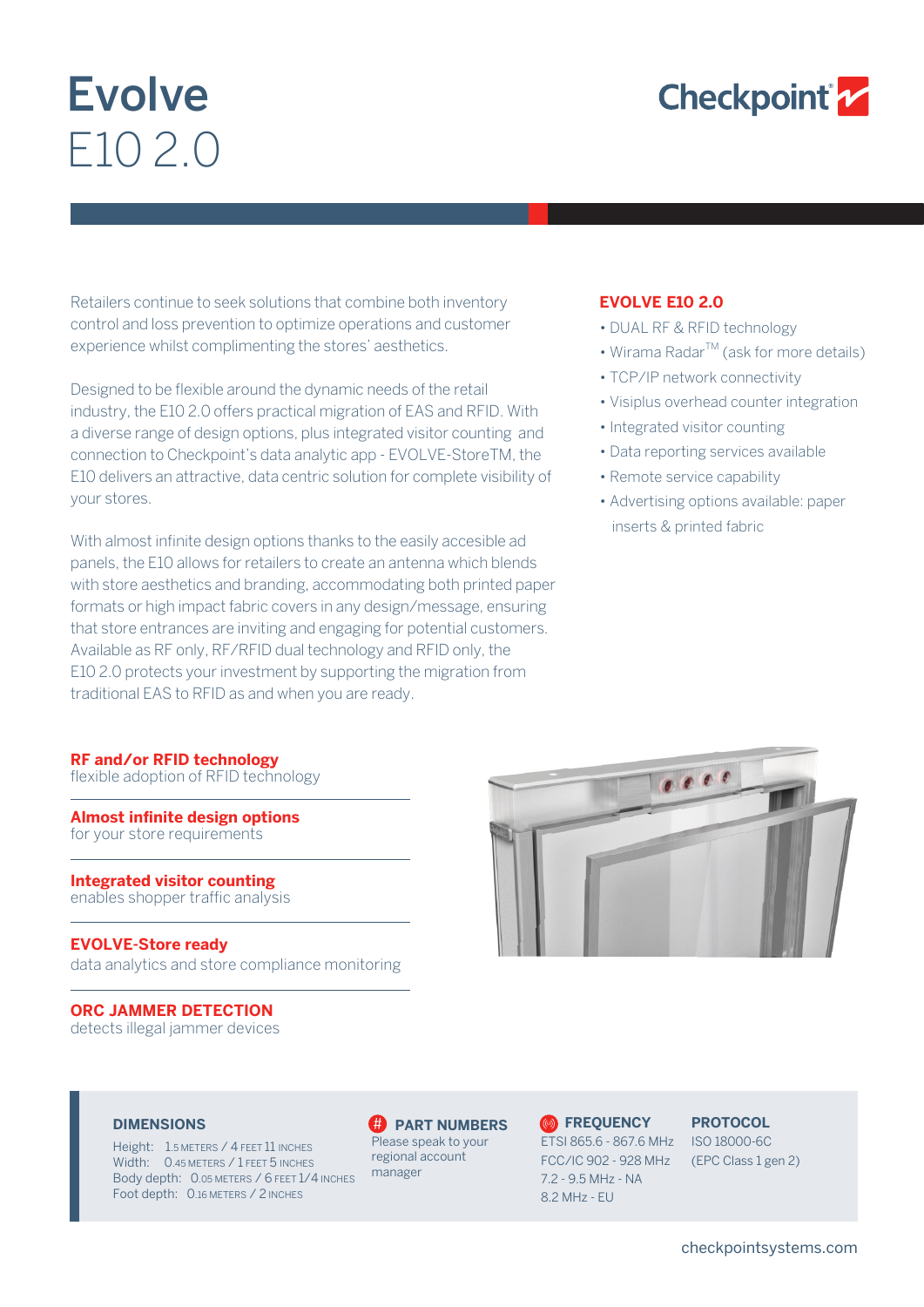# Evolve
# E10 2.0

Retailers continue to seek solutions that combine both inventory control and loss prevention to optimize operations and customer experience whilst complimenting the stores' aesthetics.

Designed to be flexible around the dynamic needs of the retail industry, the E10 2.0 offers practical migration of EAS and RFID. With a diverse range of design options, plus integrated visitor counting and connection to Checkpoint's data analytic app - EVOLVE-StoreTM, the E10 delivers an attractive, data centric solution for complete visibility of your stores.

With almost infinite design options thanks to the easily accesible ad panels, the E10 allows for retailers to create an antenna which blends with store aesthetics and branding, accommodating both printed paper formats or high impact fabric covers in any design/message, ensuring that store entrances are inviting and engaging for potential customers. Available as RF only, RF/RFID dual technology and RFID only, the E10 2.0 protects your investment by supporting the migration from traditional EAS to RFID as and when you are ready.

## EVOLVE E10 2.0

- DUAL RF & RFID technology
- Wirama Radar™ (ask for more details)
- TCP/IP network connectivity
- Visiplus overhead counter integration
- Integrated visitor counting
- Data reporting services available
- Remote service capability
- Advertising options available: paper inserts & printed fabric

**RF and/or RFID technology**
flexible adoption of RFID technology

**Almost infinite design options**
for your store requirements

**Integrated visitor counting**
enables shopper traffic analysis

**EVOLVE-Store ready**
data analytics and store compliance monitoring

**ORC JAMMER DETECTION**
detects illegal jammer devices

### DIMENSIONS

Height: 1.5 METERS / 4 FEET 11 INCHES
Width: 0.45 METERS / 1 FEET 5 INCHES
Body depth: 0.05 METERS / 6 FEET 1/4 INCHES
Foot depth: 0.16 METERS / 2 INCHES

### PART NUMBERS

Please speak to your regional account manager

### FREQUENCY

ETSI 865.6 - 867.6 MHz
FCC/IC 902 - 928 MHz
7.2 - 9.5 MHz - NA
8.2 MHz - EU

### PROTOCOL

ISO 18000-6C
(EPC Class 1 gen 2)

checkpointsystems.com